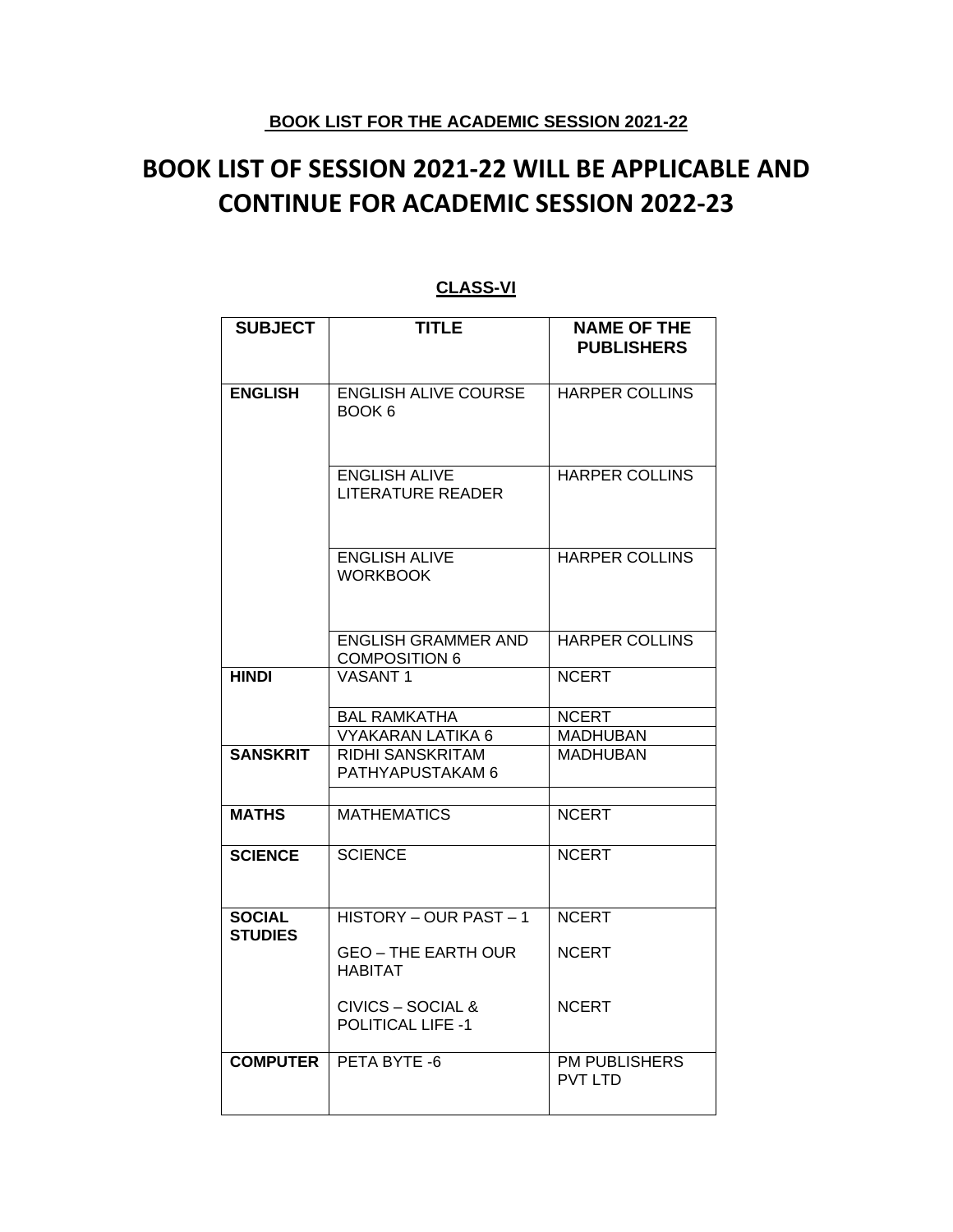**BOOK LIST FOR THE ACADEMIC SESSION 2021-22**

# BOOK LIST OF SESSION 2021-22 WILL BE APPLICABLE AND CONTINUE FOR ACADEMIC SESSION 2022-23

**CLASS-VI**

| SUBJECT | TITLE | NAME OF THE PUBLISHERS |
|---|---|---|
| **ENGLISH** | ENGLISH ALIVE COURSE BOOK 6 | HARPER COLLINS |
| | ENGLISH ALIVE LITERATURE READER | HARPER COLLINS |
| | ENGLISH ALIVE WORKBOOK | HARPER COLLINS |
| | ENGLISH GRAMMER AND COMPOSITION 6 | HARPER COLLINS |
| **HINDI** | VASANT 1 | NCERT |
| | BAL RAMKATHA | NCERT |
| | VYAKARAN LATIKA 6 | MADHUBAN |
| **SANSKRIT** | RIDHI SANSKRITAM PATHYAPUSTAKAM 6 | MADHUBAN |
| | | |
| **MATHS** | MATHEMATICS | NCERT |
| **SCIENCE** | SCIENCE | NCERT |
| **SOCIAL STUDIES** | HISTORY – OUR PAST – 1 | NCERT |
| | GEO – THE EARTH OUR HABITAT | NCERT |
| | CIVICS – SOCIAL & POLITICAL LIFE -1 | NCERT |
| **COMPUTER** | PETA BYTE -6 | PM PUBLISHERS PVT LTD |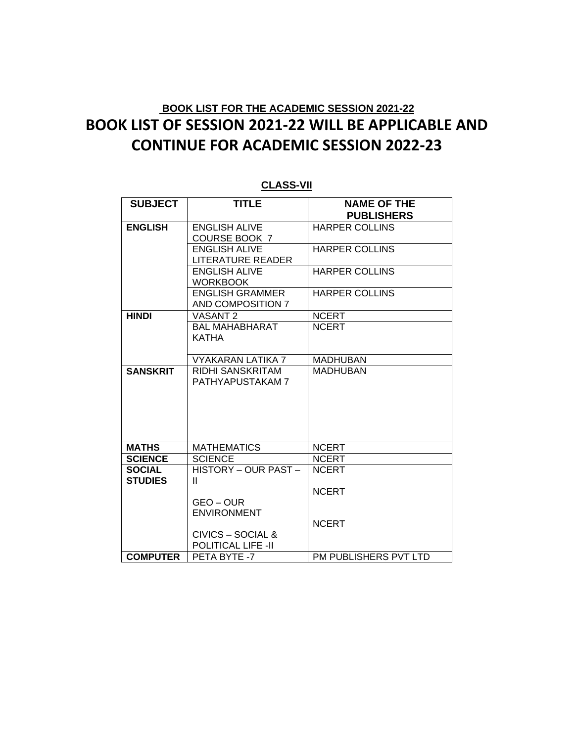**BOOK LIST FOR THE ACADEMIC SESSION 2021-22**

# BOOK LIST OF SESSION 2021-22 WILL BE APPLICABLE AND CONTINUE FOR ACADEMIC SESSION 2022-23

**CLASS-VII**

| SUBJECT | TITLE | NAME OF THE PUBLISHERS |
|---|---|---|
| **ENGLISH** | ENGLISH ALIVE COURSE BOOK 7 | HARPER COLLINS |
| | ENGLISH ALIVE LITERATURE READER | HARPER COLLINS |
| | ENGLISH ALIVE WORKBOOK | HARPER COLLINS |
| | ENGLISH GRAMMER AND COMPOSITION 7 | HARPER COLLINS |
| **HINDI** | VASANT 2 | NCERT |
| | BAL MAHABHARAT KATHA | NCERT |
| | VYAKARAN LATIKA 7 | MADHUBAN |
| **SANSKRIT** | RIDHI SANSKRITAM PATHYAPUSTAKAM 7 | MADHUBAN |
| **MATHS** | MATHEMATICS | NCERT |
| **SCIENCE** | SCIENCE | NCERT |
| **SOCIAL STUDIES** | HISTORY – OUR PAST – II | NCERT |
| | GEO – OUR ENVIRONMENT | NCERT |
| | CIVICS – SOCIAL & POLITICAL LIFE -II | NCERT |
| **COMPUTER** | PETA BYTE -7 | PM PUBLISHERS PVT LTD |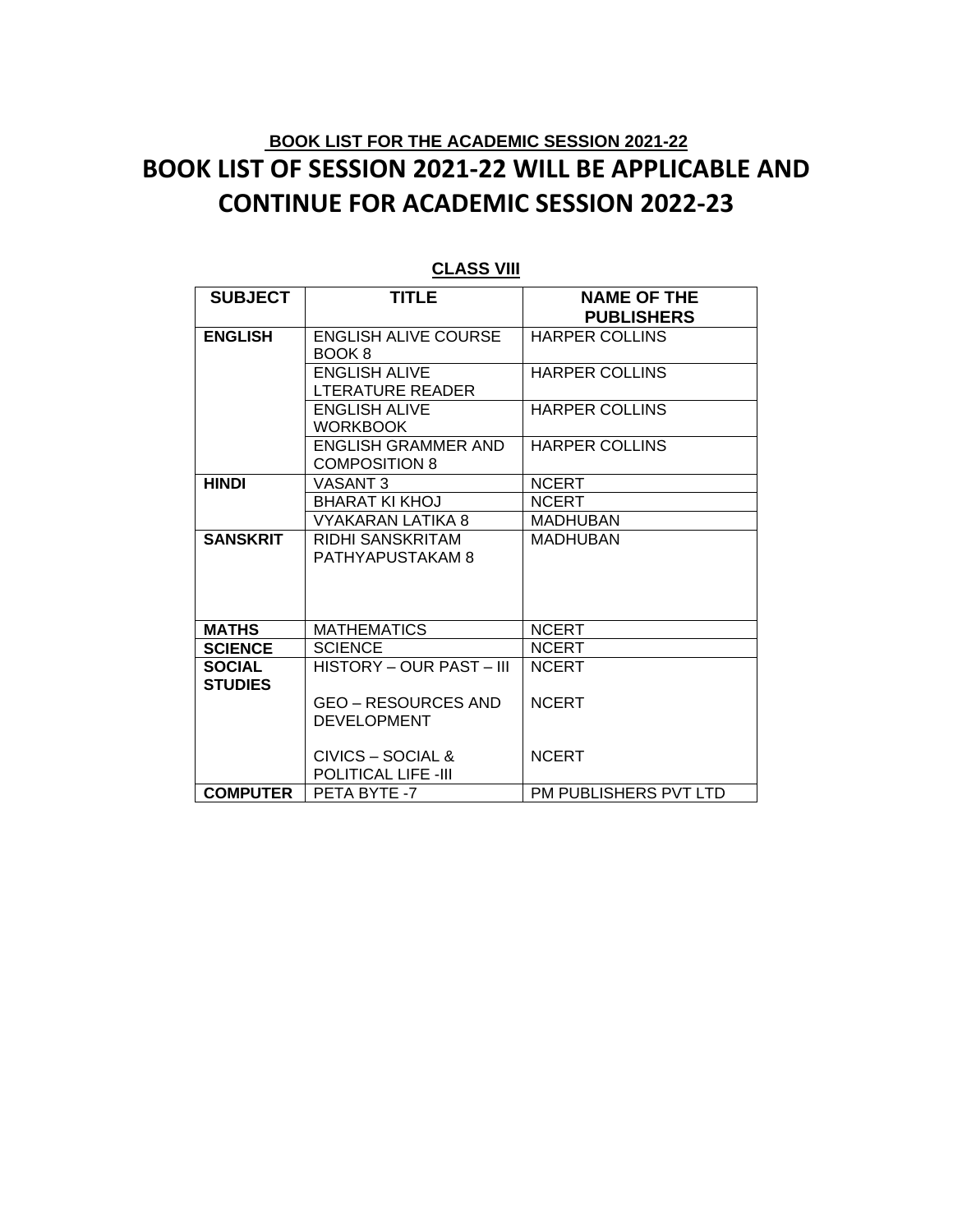**BOOK LIST FOR THE ACADEMIC SESSION 2021-22**

# BOOK LIST OF SESSION 2021-22 WILL BE APPLICABLE AND CONTINUE FOR ACADEMIC SESSION 2022-23

**CLASS VIII**

| SUBJECT | TITLE | NAME OF THE PUBLISHERS |
| --- | --- | --- |
| **ENGLISH** | ENGLISH ALIVE COURSE BOOK 8 | HARPER COLLINS |
| | ENGLISH ALIVE LTERATURE READER | HARPER COLLINS |
| | ENGLISH ALIVE WORKBOOK | HARPER COLLINS |
| | ENGLISH GRAMMER AND COMPOSITION 8 | HARPER COLLINS |
| **HINDI** | VASANT 3 | NCERT |
| | BHARAT KI KHOJ | NCERT |
| | VYAKARAN LATIKA 8 | MADHUBAN |
| **SANSKRIT** | RIDHI SANSKRITAM PATHYAPUSTAKAM 8 | MADHUBAN |
| **MATHS** | MATHEMATICS | NCERT |
| **SCIENCE** | SCIENCE | NCERT |
| **SOCIAL STUDIES** | HISTORY – OUR PAST – III | NCERT |
| | GEO – RESOURCES AND DEVELOPMENT | NCERT |
| | CIVICS – SOCIAL & POLITICAL LIFE -III | NCERT |
| **COMPUTER** | PETA BYTE -7 | PM PUBLISHERS PVT LTD |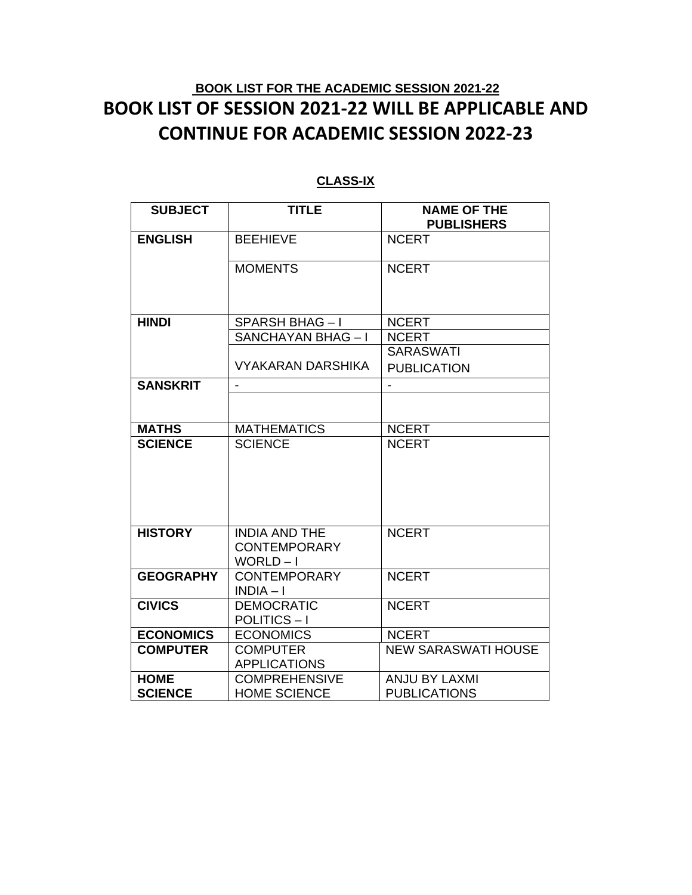**BOOK LIST FOR THE ACADEMIC SESSION 2021-22**

# BOOK LIST OF SESSION 2021-22 WILL BE APPLICABLE AND CONTINUE FOR ACADEMIC SESSION 2022-23

**CLASS-IX**

| SUBJECT | TITLE | NAME OF THE PUBLISHERS |
|---|---|---|
| ENGLISH | BEEHIEVE | NCERT |
| | MOMENTS | NCERT |
| HINDI | SPARSH BHAG – I | NCERT |
| | SANCHAYAN BHAG – I | NCERT |
| | VYAKARAN DARSHIKA | SARASWATI PUBLICATION |
| SANSKRIT | - | - |
| | | |
| MATHS | MATHEMATICS | NCERT |
| SCIENCE | SCIENCE | NCERT |
| HISTORY | INDIA AND THE CONTEMPORARY WORLD – I | NCERT |
| GEOGRAPHY | CONTEMPORARY INDIA – I | NCERT |
| CIVICS | DEMOCRATIC POLITICS – I | NCERT |
| ECONOMICS | ECONOMICS | NCERT |
| COMPUTER | COMPUTER APPLICATIONS | NEW SARASWATI HOUSE |
| HOME SCIENCE | COMPREHENSIVE HOME SCIENCE | ANJU BY LAXMI PUBLICATIONS |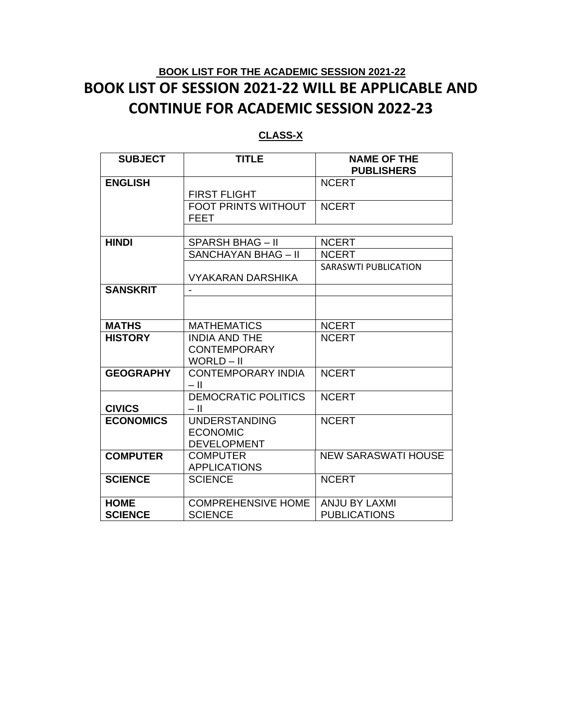**BOOK LIST FOR THE ACADEMIC SESSION 2021-22**

# BOOK LIST OF SESSION 2021-22 WILL BE APPLICABLE AND CONTINUE FOR ACADEMIC SESSION 2022-23

**CLASS-X**

| SUBJECT | TITLE | NAME OF THE PUBLISHERS |
|---|---|---|
| ENGLISH | FIRST FLIGHT | NCERT |
| | FOOT PRINTS WITHOUT FEET | NCERT |
| | | |
| HINDI | SPARSH BHAG – II | NCERT |
| | SANCHAYAN BHAG – II | NCERT |
| | VYAKARAN DARSHIKA | SARASWTI PUBLICATION |
| SANSKRIT | - | |
| | | |
| MATHS | MATHEMATICS | NCERT |
| HISTORY | INDIA AND THE CONTEMPORARY WORLD – II | NCERT |
| GEOGRAPHY | CONTEMPORARY INDIA – II | NCERT |
| CIVICS | DEMOCRATIC POLITICS – II | NCERT |
| ECONOMICS | UNDERSTANDING ECONOMIC DEVELOPMENT | NCERT |
| COMPUTER | COMPUTER APPLICATIONS | NEW SARASWATI HOUSE |
| SCIENCE | SCIENCE | NCERT |
| HOME SCIENCE | COMPREHENSIVE HOME SCIENCE | ANJU BY LAXMI PUBLICATIONS |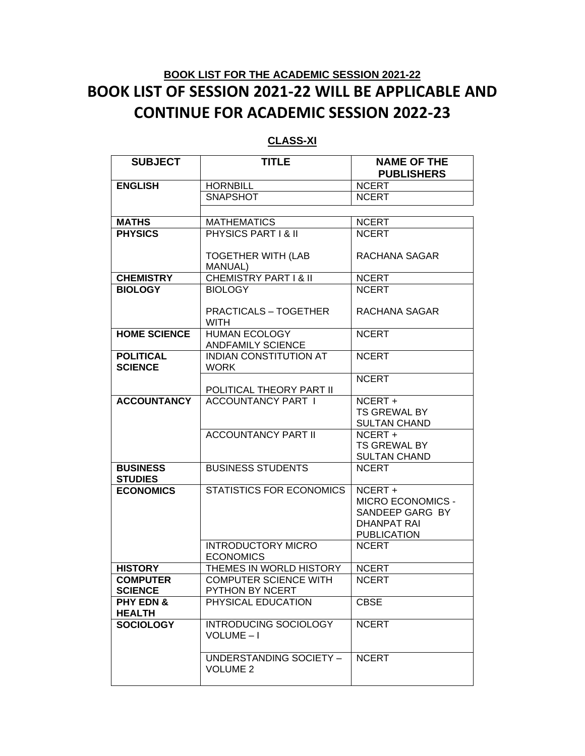**BOOK LIST FOR THE ACADEMIC SESSION 2021-22**

# BOOK LIST OF SESSION 2021-22 WILL BE APPLICABLE AND CONTINUE FOR ACADEMIC SESSION 2022-23

**CLASS-XI**

| SUBJECT | TITLE | NAME OF THE PUBLISHERS |
|---|---|---|
| **ENGLISH** | HORNBILL | NCERT |
| | SNAPSHOT | NCERT |
| | | |
| **MATHS** | MATHEMATICS | NCERT |
| **PHYSICS** | PHYSICS PART I & II | NCERT |
| | TOGETHER WITH (LAB MANUAL) | RACHANA SAGAR |
| **CHEMISTRY** | CHEMISTRY PART I & II | NCERT |
| **BIOLOGY** | BIOLOGY | NCERT |
| | PRACTICALS – TOGETHER WITH | RACHANA SAGAR |
| **HOME SCIENCE** | HUMAN ECOLOGY ANDFAMILY SCIENCE | NCERT |
| **POLITICAL SCIENCE** | INDIAN CONSTITUTION AT WORK | NCERT |
| | POLITICAL THEORY PART II | NCERT |
| **ACCOUNTANCY** | ACCOUNTANCY PART I | NCERT + TS GREWAL BY SULTAN CHAND |
| | ACCOUNTANCY PART II | NCERT + TS GREWAL BY SULTAN CHAND |
| **BUSINESS STUDIES** | BUSINESS STUDENTS | NCERT |
| **ECONOMICS** | STATISTICS FOR ECONOMICS | NCERT + MICRO ECONOMICS - SANDEEP GARG BY DHANPAT RAI PUBLICATION |
| | INTRODUCTORY MICRO ECONOMICS | NCERT |
| **HISTORY** | THEMES IN WORLD HISTORY | NCERT |
| **COMPUTER SCIENCE** | COMPUTER SCIENCE WITH PYTHON BY NCERT | NCERT |
| **PHY EDN & HEALTH** | PHYSICAL EDUCATION | CBSE |
| **SOCIOLOGY** | INTRODUCING SOCIOLOGY VOLUME – I | NCERT |
| | UNDERSTANDING SOCIETY – VOLUME 2 | NCERT |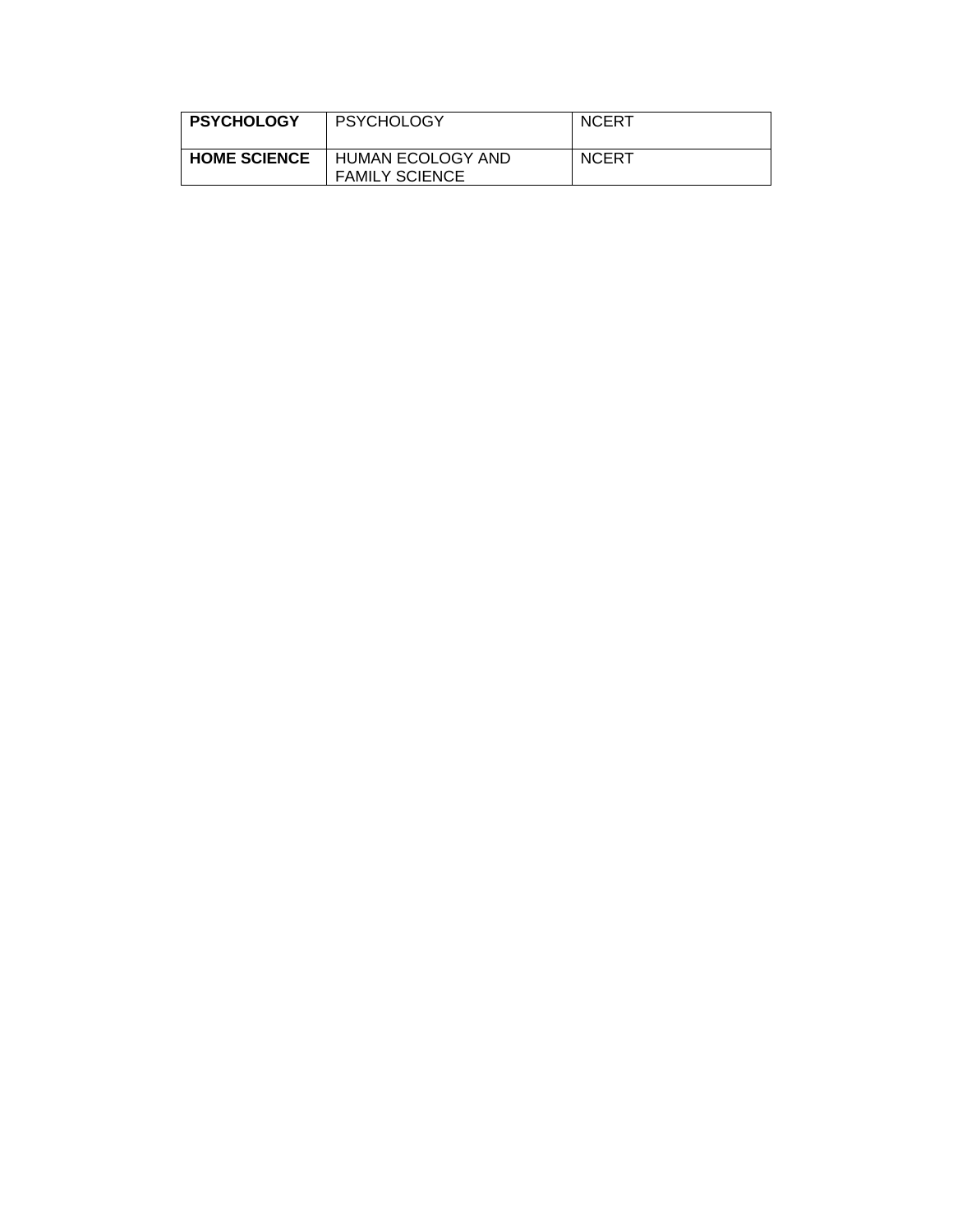| **PSYCHOLOGY** | PSYCHOLOGY | NCERT |
|---|---|---|
| **HOME SCIENCE** | HUMAN ECOLOGY AND FAMILY SCIENCE | NCERT |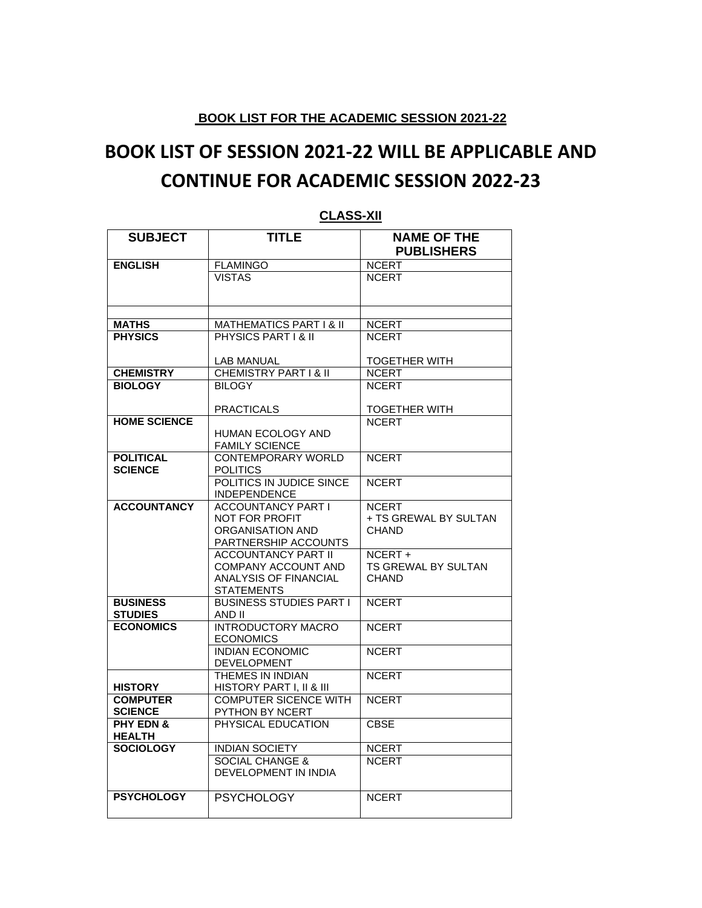**BOOK LIST FOR THE ACADEMIC SESSION 2021-22**

# BOOK LIST OF SESSION 2021-22 WILL BE APPLICABLE AND CONTINUE FOR ACADEMIC SESSION 2022-23

**CLASS-XII**

| SUBJECT | TITLE | NAME OF THE PUBLISHERS |
|---|---|---|
| **ENGLISH** | FLAMINGO | NCERT |
| | VISTAS | NCERT |
| | | |
| **MATHS** | MATHEMATICS PART I & II | NCERT |
| **PHYSICS** | PHYSICS PART I & II<br><br>LAB MANUAL | NCERT<br><br>TOGETHER WITH |
| **CHEMISTRY** | CHEMISTRY PART I & II | NCERT |
| **BIOLOGY** | BILOGY<br><br>PRACTICALS | NCERT<br><br>TOGETHER WITH |
| **HOME SCIENCE** | HUMAN ECOLOGY AND FAMILY SCIENCE | NCERT |
| **POLITICAL SCIENCE** | CONTEMPORARY WORLD POLITICS | NCERT |
| | POLITICS IN JUDICE SINCE INDEPENDENCE | NCERT |
| **ACCOUNTANCY** | ACCOUNTANCY PART I NOT FOR PROFIT ORGANISATION AND PARTNERSHIP ACCOUNTS | NCERT + TS GREWAL BY SULTAN CHAND |
| | ACCOUNTANCY PART II COMPANY ACCOUNT AND ANALYSIS OF FINANCIAL STATEMENTS | NCERT + TS GREWAL BY SULTAN CHAND |
| **BUSINESS STUDIES** | BUSINESS STUDIES PART I AND II | NCERT |
| **ECONOMICS** | INTRODUCTORY MACRO ECONOMICS | NCERT |
| | INDIAN ECONOMIC DEVELOPMENT | NCERT |
| **HISTORY** | THEMES IN INDIAN HISTORY PART I, II & III | NCERT |
| **COMPUTER SCIENCE** | COMPUTER SICENCE WITH PYTHON BY NCERT | NCERT |
| **PHY EDN & HEALTH** | PHYSICAL EDUCATION | CBSE |
| **SOCIOLOGY** | INDIAN SOCIETY | NCERT |
| | SOCIAL CHANGE & DEVELOPMENT IN INDIA | NCERT |
| **PSYCHOLOGY** | PSYCHOLOGY | NCERT |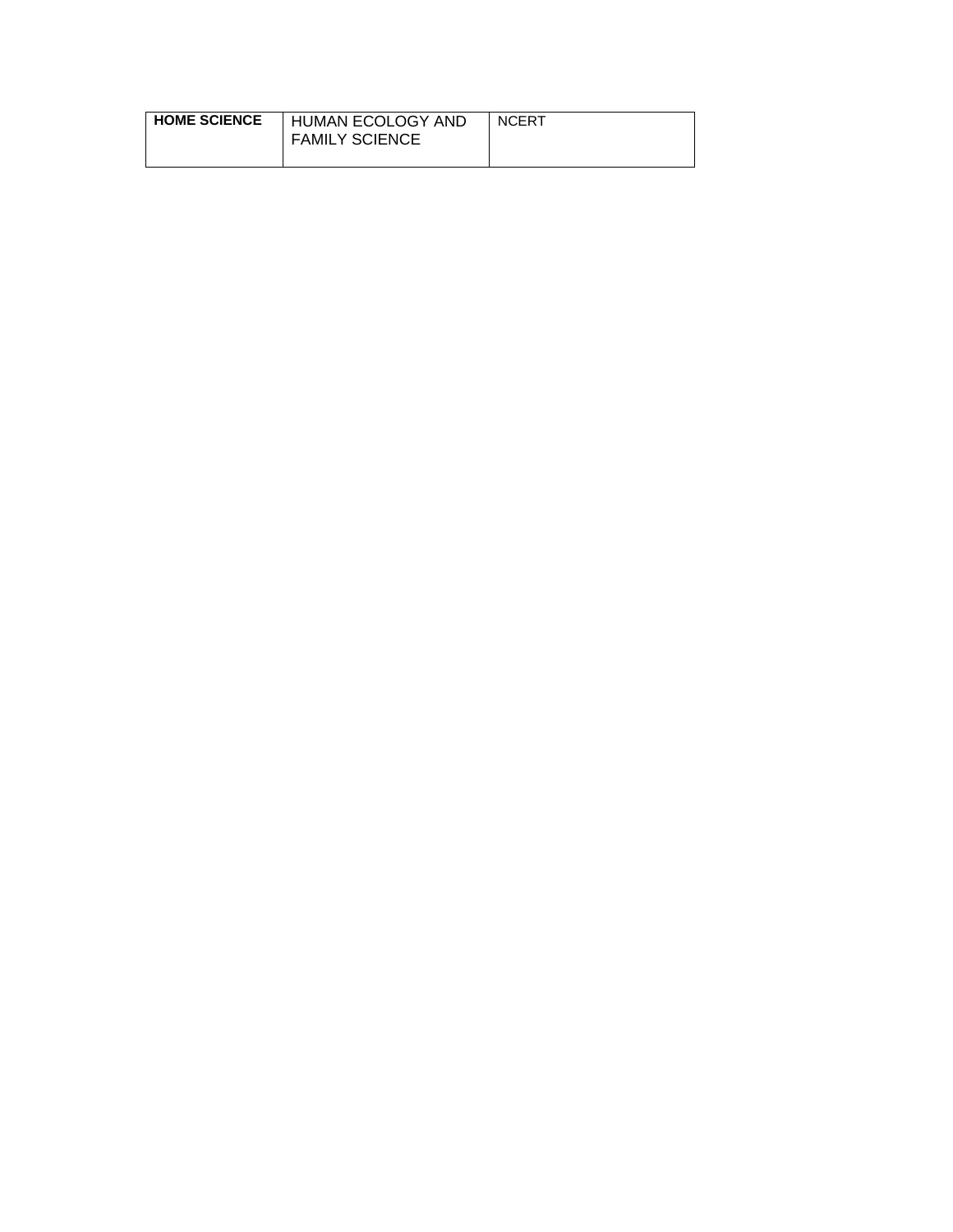| | | |
|---|---|---|
| **HOME SCIENCE** | HUMAN ECOLOGY AND FAMILY SCIENCE | NCERT |